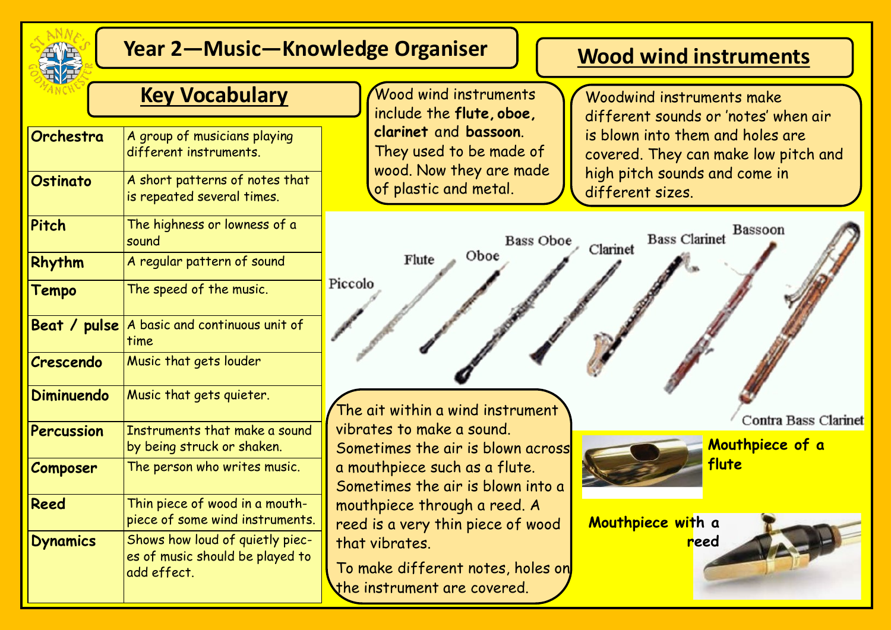# Year 2—Music—Knowledge Organiser

## Key Vocabulary

| | |
|---|---|
| **Orchestra** | A group of musicians playing different instruments. |
| **Ostinato** | A short patterns of notes that is repeated several times. |
| **Pitch** | The highness or lowness of a sound |
| **Rhythm** | A regular pattern of sound |
| **Tempo** | The speed of the music. |
| **Beat / pulse** | A basic and continuous unit of time |
| **Crescendo** | Music that gets louder |
| **Diminuendo** | Music that gets quieter. |
| **Percussion** | Instruments that make a sound by being struck or shaken. |
| **Composer** | The person who writes music. |
| **Reed** | Thin piece of wood in a mouth-piece of some wind instruments. |
| **Dynamics** | Shows how loud of quietly pieces of music should be played to add effect. |

## Wood wind instruments

Wood wind instruments include the **flute, oboe, clarinet** and **bassoon**. They used to be made of wood. Now they are made of plastic and metal.

Woodwind instruments make different sounds or 'notes' when air is blown into them and holes are covered. They can make low pitch and high pitch sounds and come in different sizes.

Piccolo, Flute, Oboe, Bass Oboe, Clarinet, Bass Clarinet, Bassoon, Contra Bass Clarinet

The ait within a wind instrument vibrates to make a sound. Sometimes the air is blown across a mouthpiece such as a flute. Sometimes the air is blown into a mouthpiece through a reed. A reed is a very thin piece of wood that vibrates.

To make different notes, holes on the instrument are covered.

**Mouthpiece of a flute**

**Mouthpiece with a reed**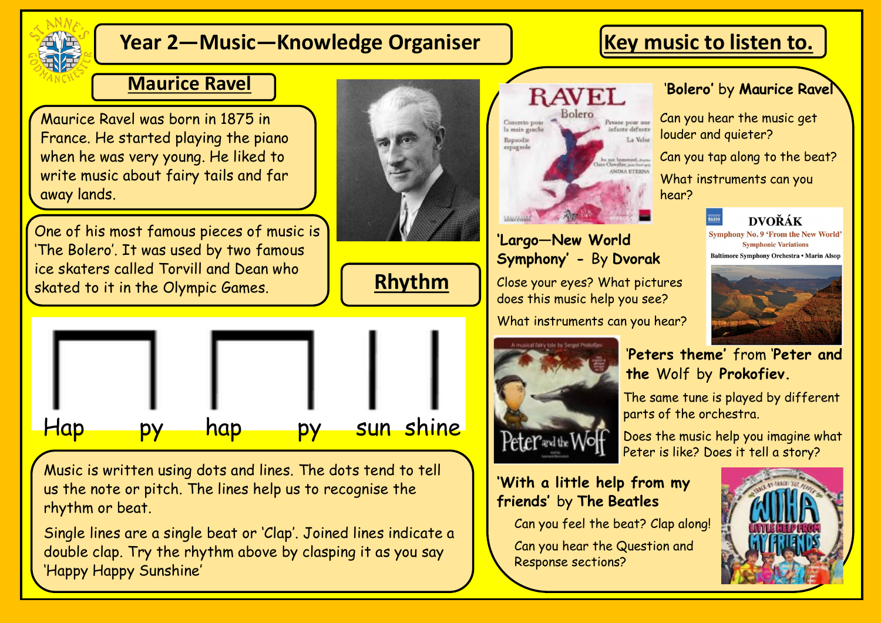# Year 2—Music—Knowledge Organiser

## Maurice Ravel

Maurice Ravel was born in 1875 in France. He started playing the piano when he was very young. He liked to write music about fairy tails and far away lands.

One of his most famous pieces of music is 'The Bolero'. It was used by two famous ice skaters called Torvill and Dean who skated to it in the Olympic Games.

## Rhythm

Hap py hap py sun shine

Music is written using dots and lines. The dots tend to tell us the note or pitch. The lines help us to recognise the rhythm or beat.

Single lines are a single beat or 'Clap'. Joined lines indicate a double clap. Try the rhythm above by clasping it as you say 'Happy Happy Sunshine'

## Key music to listen to.

**'Bolero'** by **Maurice Ravel**

Can you hear the music get louder and quieter?

Can you tap along to the beat?

What instruments can you hear?

**'Largo—New World Symphony' - By Dvorak**

Close your eyes? What pictures does this music help you see?

What instruments can you hear?

**'Peters theme'** from **'Peter and the** Wolf by **Prokofiev.**

The same tune is played by different parts of the orchestra.

Does the music help you imagine what Peter is like? Does it tell a story?

**'With a little help from my friends'** by **The Beatles**

Can you feel the beat? Clap along!

Can you hear the Question and Response sections?